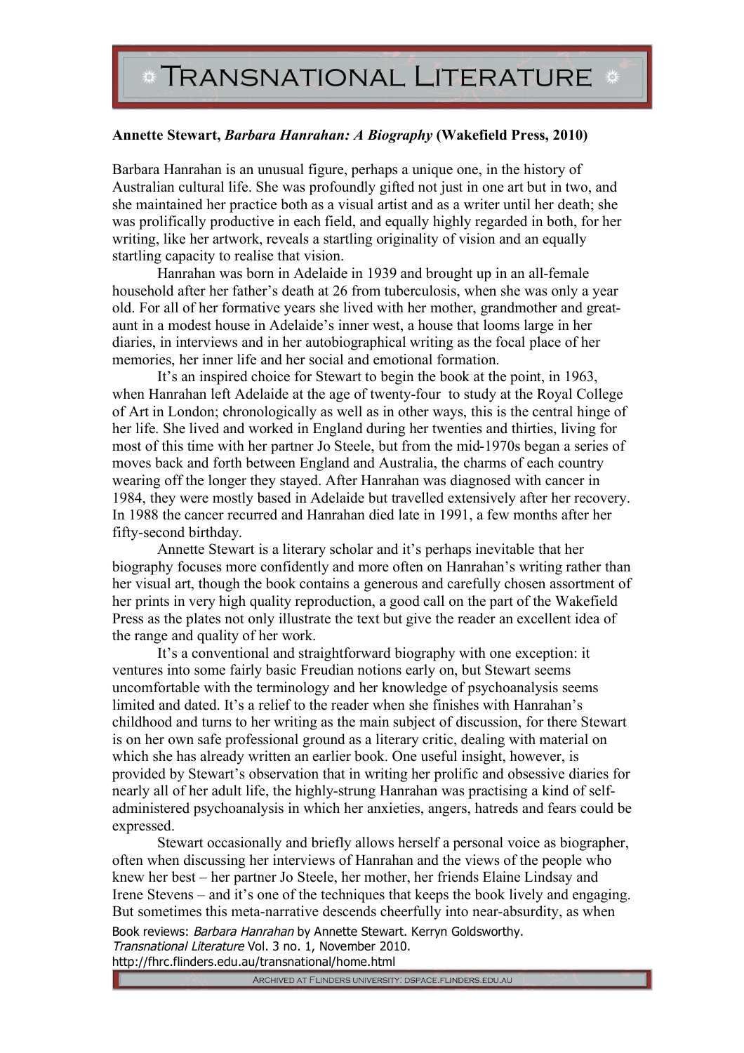**Annette Stewart, *Barbara Hanrahan: A Biography* (Wakefield Press, 2010)**

Barbara Hanrahan is an unusual figure, perhaps a unique one, in the history of Australian cultural life. She was profoundly gifted not just in one art but in two, and she maintained her practice both as a visual artist and as a writer until her death; she was prolifically productive in each field, and equally highly regarded in both, for her writing, like her artwork, reveals a startling originality of vision and an equally startling capacity to realise that vision.

Hanrahan was born in Adelaide in 1939 and brought up in an all-female household after her father's death at 26 from tuberculosis, when she was only a year old. For all of her formative years she lived with her mother, grandmother and great-aunt in a modest house in Adelaide's inner west, a house that looms large in her diaries, in interviews and in her autobiographical writing as the focal place of her memories, her inner life and her social and emotional formation.

It's an inspired choice for Stewart to begin the book at the point, in 1963, when Hanrahan left Adelaide at the age of twenty-four to study at the Royal College of Art in London; chronologically as well as in other ways, this is the central hinge of her life. She lived and worked in England during her twenties and thirties, living for most of this time with her partner Jo Steele, but from the mid-1970s began a series of moves back and forth between England and Australia, the charms of each country wearing off the longer they stayed. After Hanrahan was diagnosed with cancer in 1984, they were mostly based in Adelaide but travelled extensively after her recovery. In 1988 the cancer recurred and Hanrahan died late in 1991, a few months after her fifty-second birthday.

Annette Stewart is a literary scholar and it's perhaps inevitable that her biography focuses more confidently and more often on Hanrahan's writing rather than her visual art, though the book contains a generous and carefully chosen assortment of her prints in very high quality reproduction, a good call on the part of the Wakefield Press as the plates not only illustrate the text but give the reader an excellent idea of the range and quality of her work.

It's a conventional and straightforward biography with one exception: it ventures into some fairly basic Freudian notions early on, but Stewart seems uncomfortable with the terminology and her knowledge of psychoanalysis seems limited and dated. It's a relief to the reader when she finishes with Hanrahan's childhood and turns to her writing as the main subject of discussion, for there Stewart is on her own safe professional ground as a literary critic, dealing with material on which she has already written an earlier book. One useful insight, however, is provided by Stewart's observation that in writing her prolific and obsessive diaries for nearly all of her adult life, the highly-strung Hanrahan was practising a kind of self-administered psychoanalysis in which her anxieties, angers, hatreds and fears could be expressed.

Stewart occasionally and briefly allows herself a personal voice as biographer, often when discussing her interviews of Hanrahan and the views of the people who knew her best – her partner Jo Steele, her mother, her friends Elaine Lindsay and Irene Stevens – and it's one of the techniques that keeps the book lively and engaging. But sometimes this meta-narrative descends cheerfully into near-absurdity, as when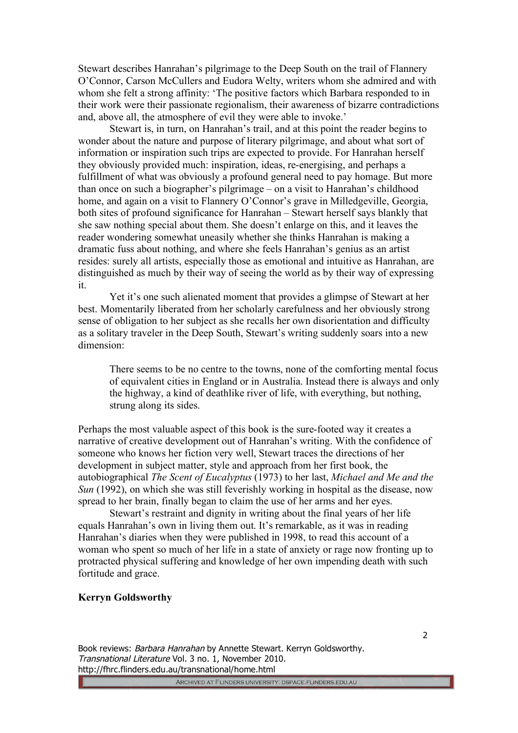Stewart describes Hanrahan's pilgrimage to the Deep South on the trail of Flannery O'Connor, Carson McCullers and Eudora Welty, writers whom she admired and with whom she felt a strong affinity: 'The positive factors which Barbara responded to in their work were their passionate regionalism, their awareness of bizarre contradictions and, above all, the atmosphere of evil they were able to invoke.'

Stewart is, in turn, on Hanrahan's trail, and at this point the reader begins to wonder about the nature and purpose of literary pilgrimage, and about what sort of information or inspiration such trips are expected to provide. For Hanrahan herself they obviously provided much: inspiration, ideas, re-energising, and perhaps a fulfillment of what was obviously a profound general need to pay homage. But more than once on such a biographer's pilgrimage – on a visit to Hanrahan's childhood home, and again on a visit to Flannery O'Connor's grave in Milledgeville, Georgia, both sites of profound significance for Hanrahan – Stewart herself says blankly that she saw nothing special about them. She doesn't enlarge on this, and it leaves the reader wondering somewhat uneasily whether she thinks Hanrahan is making a dramatic fuss about nothing, and where she feels Hanrahan's genius as an artist resides: surely all artists, especially those as emotional and intuitive as Hanrahan, are distinguished as much by their way of seeing the world as by their way of expressing it.

Yet it's one such alienated moment that provides a glimpse of Stewart at her best. Momentarily liberated from her scholarly carefulness and her obviously strong sense of obligation to her subject as she recalls her own disorientation and difficulty as a solitary traveler in the Deep South, Stewart's writing suddenly soars into a new dimension:

> There seems to be no centre to the towns, none of the comforting mental focus of equivalent cities in England or in Australia. Instead there is always and only the highway, a kind of deathlike river of life, with everything, but nothing, strung along its sides.

Perhaps the most valuable aspect of this book is the sure-footed way it creates a narrative of creative development out of Hanrahan's writing. With the confidence of someone who knows her fiction very well, Stewart traces the directions of her development in subject matter, style and approach from her first book, the autobiographical *The Scent of Eucalyptus* (1973) to her last, *Michael and Me and the Sun* (1992), on which she was still feverishly working in hospital as the disease, now spread to her brain, finally began to claim the use of her arms and her eyes.

Stewart's restraint and dignity in writing about the final years of her life equals Hanrahan's own in living them out. It's remarkable, as it was in reading Hanrahan's diaries when they were published in 1998, to read this account of a woman who spent so much of her life in a state of anxiety or rage now fronting up to protracted physical suffering and knowledge of her own impending death with such fortitude and grace.

**Kerryn Goldsworthy**